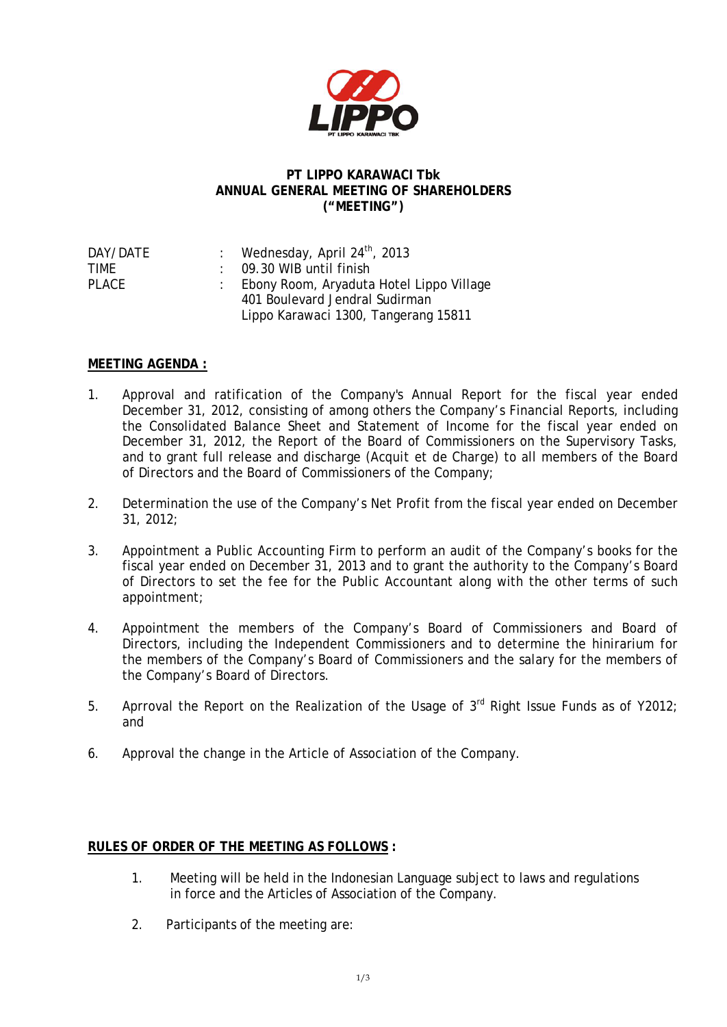**PT LIPPO KARAWACI Tbk**
**ANNUAL GENERAL MEETING OF SHAREHOLDERS**
**("MEETING")**

| | | |
|---|---|---|
| DAY/DATE | : | Wednesday, April 24th, 2013 |
| TIME | : | 09.30 WIB until finish |
| PLACE | : | Ebony Room, Aryaduta Hotel Lippo Village<br>401 Boulevard Jendral Sudirman<br>Lippo Karawaci 1300, Tangerang 15811 |

**MEETING AGENDA :**

1. Approval and ratification of the Company's Annual Report for the fiscal year ended December 31, 2012, consisting of among others the Company's Financial Reports, including the Consolidated Balance Sheet and Statement of Income for the fiscal year ended on December 31, 2012, the Report of the Board of Commissioners on the Supervisory Tasks, and to grant full release and discharge (Acquit et de Charge) to all members of the Board of Directors and the Board of Commissioners of the Company;

2. Determination the use of the Company's Net Profit from the fiscal year ended on December 31, 2012;

3. Appointment a Public Accounting Firm to perform an audit of the Company's books for the fiscal year ended on December 31, 2013 and to grant the authority to the Company's Board of Directors to set the fee for the Public Accountant along with the other terms of such appointment;

4. Appointment the members of the Company's Board of Commissioners and Board of Directors, including the Independent Commissioners and to determine the hinirarium for the members of the Company's Board of Commissioners and the salary for the members of the Company's Board of Directors.

5. Aprroval the Report on the Realization of the Usage of 3rd Right Issue Funds as of Y2012; and

6. Approval the change in the Article of Association of the Company.

**RULES OF ORDER OF THE MEETING AS FOLLOWS :**

1. Meeting will be held in the Indonesian Language subject to laws and regulations in force and the Articles of Association of the Company.

2. Participants of the meeting are: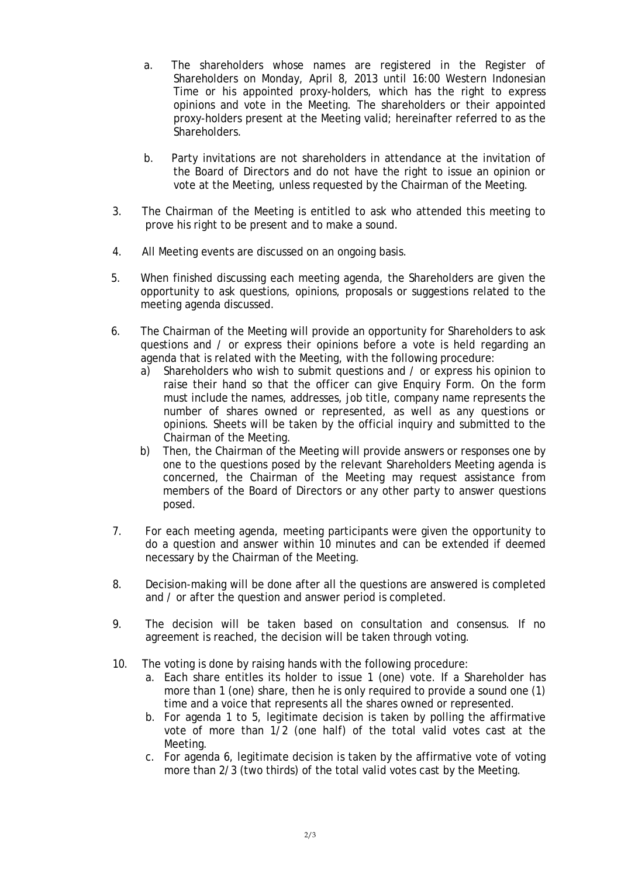a. The shareholders whose names are registered in the Register of Shareholders on Monday, April 8, 2013 until 16:00 Western Indonesian Time or his appointed proxy-holders, which has the right to express opinions and vote in the Meeting. The shareholders or their appointed proxy-holders present at the Meeting valid; hereinafter referred to as the Shareholders.

b. Party invitations are not shareholders in attendance at the invitation of the Board of Directors and do not have the right to issue an opinion or vote at the Meeting, unless requested by the Chairman of the Meeting.

3. The Chairman of the Meeting is entitled to ask who attended this meeting to prove his right to be present and to make a sound.

4. All Meeting events are discussed on an ongoing basis.

5. When finished discussing each meeting agenda, the Shareholders are given the opportunity to ask questions, opinions, proposals or suggestions related to the meeting agenda discussed.

6. The Chairman of the Meeting will provide an opportunity for Shareholders to ask questions and / or express their opinions before a vote is held regarding an agenda that is related with the Meeting, with the following procedure:
   a) Shareholders who wish to submit questions and / or express his opinion to raise their hand so that the officer can give Enquiry Form. On the form must include the names, addresses, job title, company name represents the number of shares owned or represented, as well as any questions or opinions. Sheets will be taken by the official inquiry and submitted to the Chairman of the Meeting.
   b) Then, the Chairman of the Meeting will provide answers or responses one by one to the questions posed by the relevant Shareholders Meeting agenda is concerned, the Chairman of the Meeting may request assistance from members of the Board of Directors or any other party to answer questions posed.

7. For each meeting agenda, meeting participants were given the opportunity to do a question and answer within 10 minutes and can be extended if deemed necessary by the Chairman of the Meeting.

8. Decision-making will be done after all the questions are answered is completed and / or after the question and answer period is completed.

9. The decision will be taken based on consultation and consensus. If no agreement is reached, the decision will be taken through voting.

10. The voting is done by raising hands with the following procedure:
    a. Each share entitles its holder to issue 1 (one) vote. If a Shareholder has more than 1 (one) share, then he is only required to provide a sound one (1) time and a voice that represents all the shares owned or represented.
    b. For agenda 1 to 5, legitimate decision is taken by polling the affirmative vote of more than 1/2 (one half) of the total valid votes cast at the Meeting.
    c. For agenda 6, legitimate decision is taken by the affirmative vote of voting more than 2/3 (two thirds) of the total valid votes cast by the Meeting.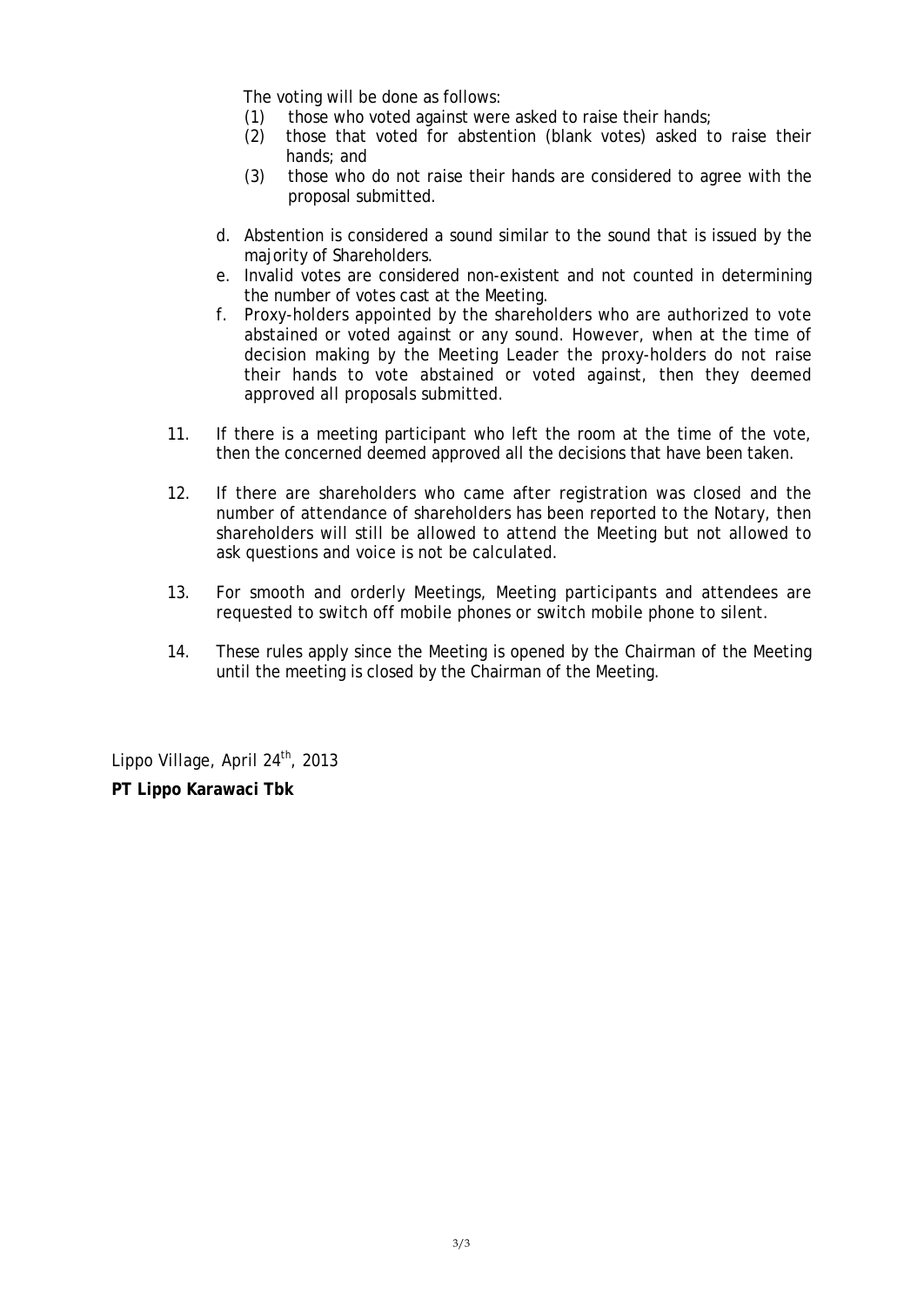The voting will be done as follows:

(1) those who voted against were asked to raise their hands;
(2) those that voted for abstention (blank votes) asked to raise their hands; and
(3) those who do not raise their hands are considered to agree with the proposal submitted.

d. Abstention is considered a sound similar to the sound that is issued by the majority of Shareholders.
e. Invalid votes are considered non-existent and not counted in determining the number of votes cast at the Meeting.
f. Proxy-holders appointed by the shareholders who are authorized to vote abstained or voted against or any sound. However, when at the time of decision making by the Meeting Leader the proxy-holders do not raise their hands to vote abstained or voted against, then they deemed approved all proposals submitted.

11. If there is a meeting participant who left the room at the time of the vote, then the concerned deemed approved all the decisions that have been taken.

12. If there are shareholders who came after registration was closed and the number of attendance of shareholders has been reported to the Notary, then shareholders will still be allowed to attend the Meeting but not allowed to ask questions and voice is not be calculated.

13. For smooth and orderly Meetings, Meeting participants and attendees are requested to switch off mobile phones or switch mobile phone to silent.

14. These rules apply since the Meeting is opened by the Chairman of the Meeting until the meeting is closed by the Chairman of the Meeting.

Lippo Village, April 24th, 2013

**PT Lippo Karawaci Tbk**